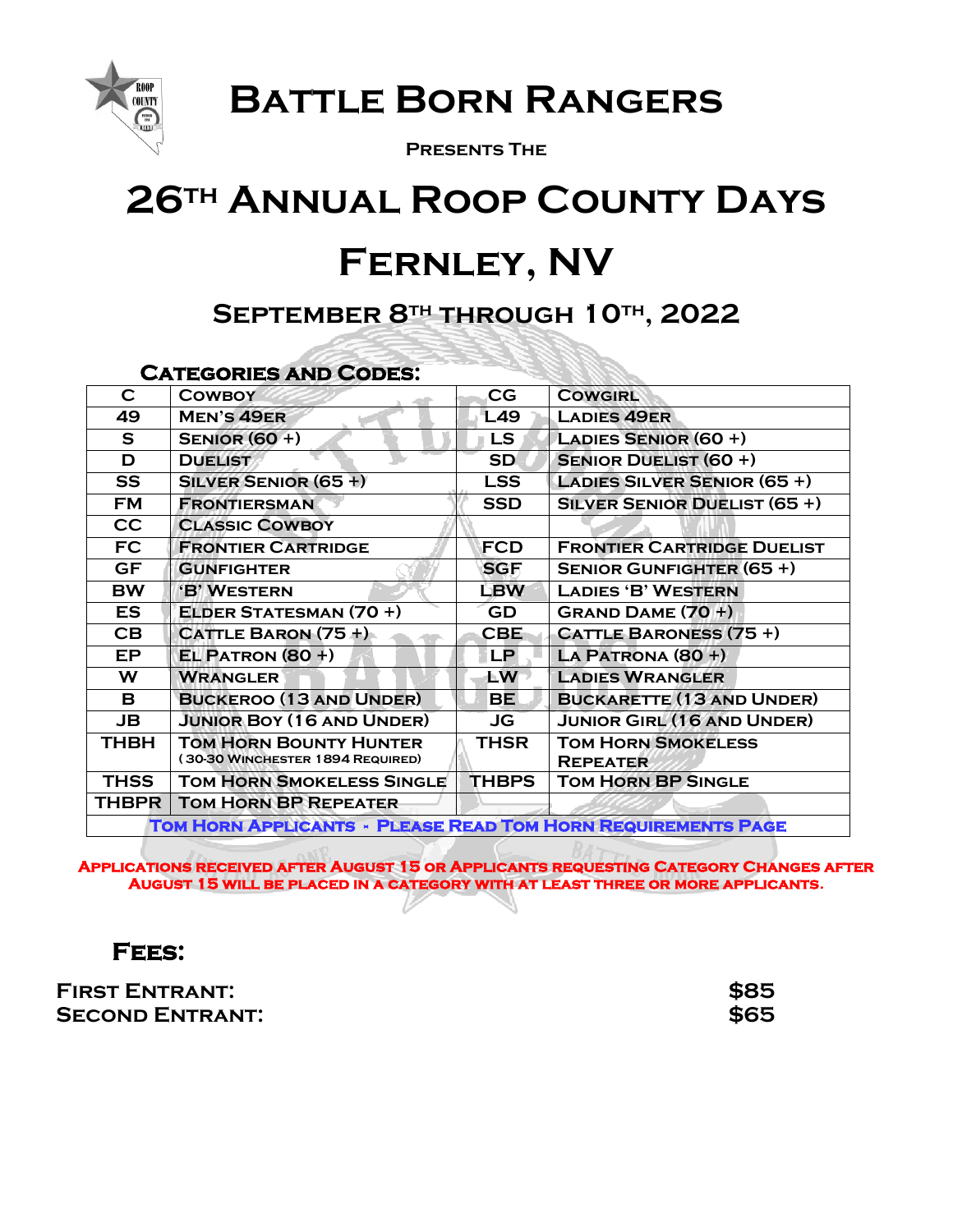# Battle Born Rangers

**Presents The**

# 26th Annual Roop County Days

# Fernley, NV

## September 8th through 10th, 2022

### Categories and Codes:

| C | Cowboy | CG | Cowgirl |
|---|---|---|---|
| 49 | Men's 49er | L49 | Ladies 49er |
| S | Senior (60 +) | LS | Ladies Senior (60 +) |
| D | Duelist | SD | Senior Duelist (60 +) |
| SS | Silver Senior (65 +) | LSS | Ladies Silver Senior (65 +) |
| FM | Frontiersman | SSD | Silver Senior Duelist (65 +) |
| CC | Classic Cowboy | | |
| FC | Frontier Cartridge | FCD | Frontier Cartridge Duelist |
| GF | Gunfighter | SGF | Senior Gunfighter (65 +) |
| BW | 'B' Western | LBW | Ladies 'B' Western |
| ES | Elder Statesman (70 +) | GD | Grand Dame (70 +) |
| CB | Cattle Baron (75 +) | CBE | Cattle Baroness (75 +) |
| EP | El Patron (80 +) | LP | La Patrona (80 +) |
| W | Wrangler | LW | Ladies Wrangler |
| B | Buckeroo (13 and Under) | BE | Buckarette (13 and Under) |
| JB | Junior Boy (16 and Under) | JG | Junior Girl (16 and Under) |
| THBH | Tom Horn Bounty Hunter (30-30 Winchester 1894 Required) | THSR | Tom Horn Smokeless Repeater |
| THSS | Tom Horn Smokeless Single | THBPS | Tom Horn BP Single |
| THBPR | Tom Horn BP Repeater | | |

**Tom Horn Applicants - Please Read Tom Horn Requirements Page**

**Applications received after August 15 or Applicants requesting Category Changes after August 15 will be placed in a category with at least three or more applicants.**

### Fees:

**First Entrant:** $85
**Second Entrant:** $65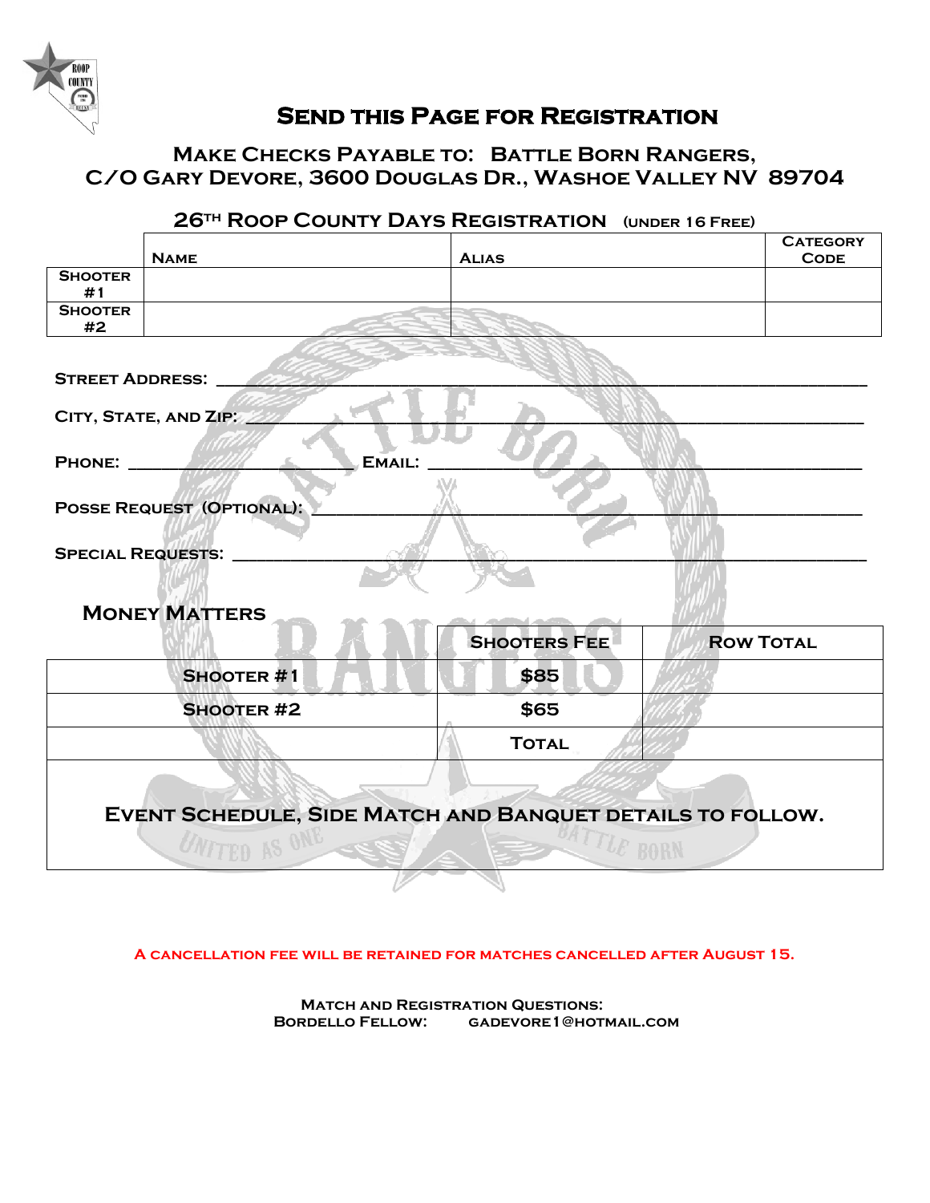# Send this Page for Registration

## Make Checks Payable to: Battle Born Rangers, C/O Gary Devore, 3600 Douglas Dr., Washoe Valley NV 89704

### 26th Roop County Days Registration (Under 16 Free)

| | Name | Alias | Category Code |
|---|---|---|---|
| Shooter #1 | | | |
| Shooter #2 | | | |

Street Address: ___________________________________________

City, State, and Zip: ___________________________________________

Phone: ____________________ Email: ______________________________

Posse Request (Optional): ___________________________________________

Special Requests: ___________________________________________

### Money Matters

| | Shooters Fee | Row Total |
|---|---|---|
| Shooter #1 | $85 | |
| Shooter #2 | $65 | |
| | Total | |

**Event Schedule, Side Match and Banquet details to follow.**

A cancellation fee will be retained for matches cancelled after August 15.

Match and Registration Questions:
Bordello Fellow: gadevore1@hotmail.com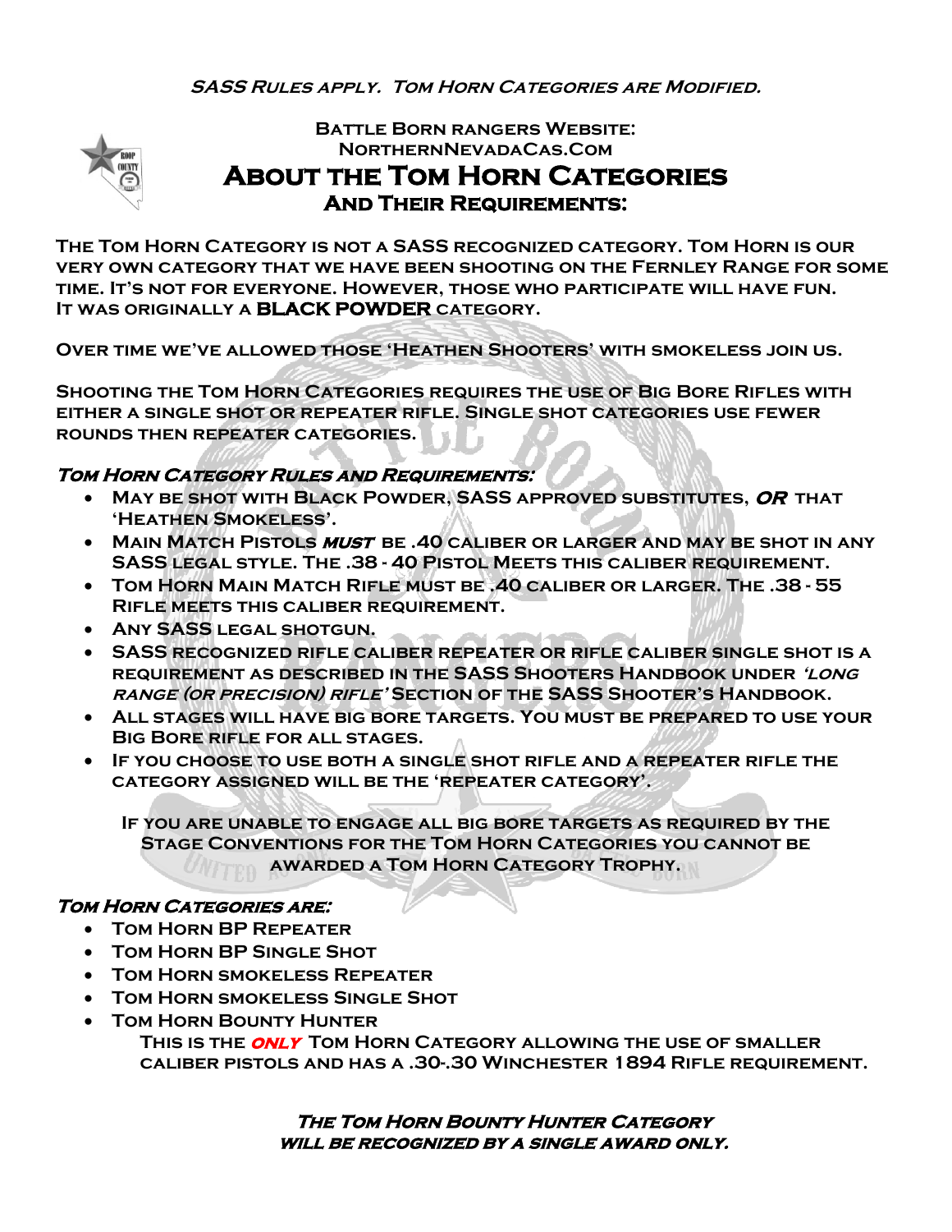**SASS Rules apply. Tom Horn Categories are Modified.**

**Battle Born rangers Website:**
**NorthernNevadaCas.Com**

# About the Tom Horn Categories

## And Their Requirements:

**The Tom Horn Category is not a SASS recognized category. Tom Horn is our very own category that we have been shooting on the Fernley Range for some time. It's not for everyone. However, those who participate will have fun. It was originally a BLACK POWDER category.**

**Over time we've allowed those 'Heathen Shooters' with smokeless join us.**

**Shooting the Tom Horn Categories requires the use of Big Bore Rifles with either a single shot or repeater rifle. Single shot categories use fewer rounds then repeater categories.**

### *Tom Horn Category Rules and Requirements:*

- **May be shot with Black Powder, SASS approved substitutes, *OR* that 'Heathen Smokeless'.**
- **Main Match Pistols *must* be .40 caliber or larger and may be shot in any SASS legal style. The .38 - 40 Pistol Meets this caliber requirement.**
- **Tom Horn Main Match Rifle must be .40 caliber or larger. The .38 - 55 Rifle meets this caliber requirement.**
- **Any SASS legal shotgun.**
- **SASS recognized rifle caliber repeater or rifle caliber single shot is a requirement as described in the SASS Shooters Handbook under *'Long Range (or Precision) Rifle'* Section of the SASS Shooter's Handbook.**
- **All stages will have big bore targets. You must be prepared to use your Big Bore rifle for all stages.**
- **If you choose to use both a single shot rifle and a repeater rifle the category assigned will be the 'repeater category'.**

**If you are unable to engage all big bore targets as required by the Stage Conventions for the Tom Horn Categories you cannot be awarded a Tom Horn Category Trophy.**

### *Tom Horn Categories are:*

- **Tom Horn BP Repeater**
- **Tom Horn BP Single Shot**
- **Tom Horn smokeless Repeater**
- **Tom Horn smokeless Single Shot**
- **Tom Horn Bounty Hunter**
  **This is the *only* Tom Horn Category allowing the use of smaller caliber pistols and has a .30-.30 Winchester 1894 Rifle requirement.**

***The Tom Horn Bounty Hunter Category will be recognized by a single award only.***